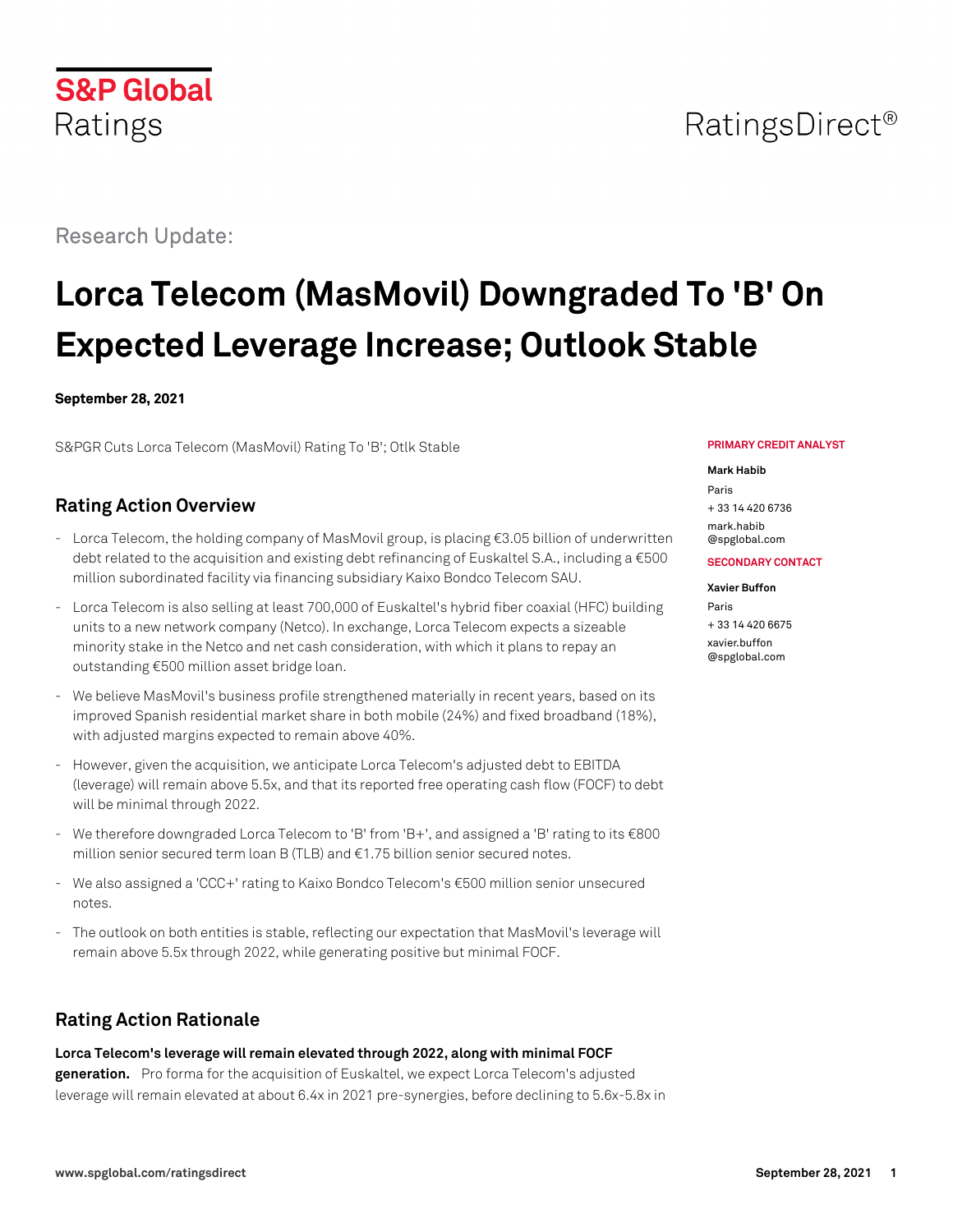S&P Global Ratings

RatingsDirect®

Research Update:

# Lorca Telecom (MasMovil) Downgraded To 'B' On Expected Leverage Increase; Outlook Stable

**September 28, 2021**

S&PGR Cuts Lorca Telecom (MasMovil) Rating To 'B'; Otlk Stable

**PRIMARY CREDIT ANALYST**

**Mark Habib**
Paris
+ 33 14 420 6736
mark.habib@spglobal.com

**SECONDARY CONTACT**

**Xavier Buffon**
Paris
+ 33 14 420 6675
xavier.buffon@spglobal.com

## Rating Action Overview

- Lorca Telecom, the holding company of MasMovil group, is placing €3.05 billion of underwritten debt related to the acquisition and existing debt refinancing of Euskaltel S.A., including a €500 million subordinated facility via financing subsidiary Kaixo Bondco Telecom SAU.
- Lorca Telecom is also selling at least 700,000 of Euskaltel's hybrid fiber coaxial (HFC) building units to a new network company (Netco). In exchange, Lorca Telecom expects a sizeable minority stake in the Netco and net cash consideration, with which it plans to repay an outstanding €500 million asset bridge loan.
- We believe MasMovil's business profile strengthened materially in recent years, based on its improved Spanish residential market share in both mobile (24%) and fixed broadband (18%), with adjusted margins expected to remain above 40%.
- However, given the acquisition, we anticipate Lorca Telecom's adjusted debt to EBITDA (leverage) will remain above 5.5x, and that its reported free operating cash flow (FOCF) to debt will be minimal through 2022.
- We therefore downgraded Lorca Telecom to 'B' from 'B+', and assigned a 'B' rating to its €800 million senior secured term loan B (TLB) and €1.75 billion senior secured notes.
- We also assigned a 'CCC+' rating to Kaixo Bondco Telecom's €500 million senior unsecured notes.
- The outlook on both entities is stable, reflecting our expectation that MasMovil's leverage will remain above 5.5x through 2022, while generating positive but minimal FOCF.

## Rating Action Rationale

**Lorca Telecom's leverage will remain elevated through 2022, along with minimal FOCF generation.** Pro forma for the acquisition of Euskaltel, we expect Lorca Telecom's adjusted leverage will remain elevated at about 6.4x in 2021 pre-synergies, before declining to 5.6x-5.8x in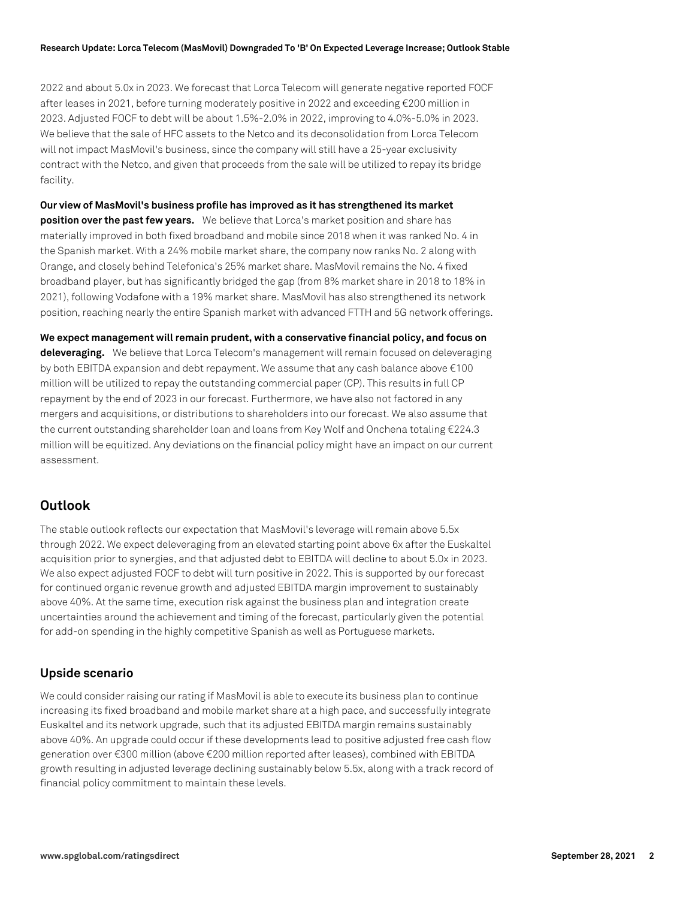2022 and about 5.0x in 2023. We forecast that Lorca Telecom will generate negative reported FOCF after leases in 2021, before turning moderately positive in 2022 and exceeding €200 million in 2023. Adjusted FOCF to debt will be about 1.5%-2.0% in 2022, improving to 4.0%-5.0% in 2023. We believe that the sale of HFC assets to the Netco and its deconsolidation from Lorca Telecom will not impact MasMovil's business, since the company will still have a 25-year exclusivity contract with the Netco, and given that proceeds from the sale will be utilized to repay its bridge facility.

**Our view of MasMovil's business profile has improved as it has strengthened its market position over the past few years.** We believe that Lorca's market position and share has materially improved in both fixed broadband and mobile since 2018 when it was ranked No. 4 in the Spanish market. With a 24% mobile market share, the company now ranks No. 2 along with Orange, and closely behind Telefonica's 25% market share. MasMovil remains the No. 4 fixed broadband player, but has significantly bridged the gap (from 8% market share in 2018 to 18% in 2021), following Vodafone with a 19% market share. MasMovil has also strengthened its network position, reaching nearly the entire Spanish market with advanced FTTH and 5G network offerings.

**We expect management will remain prudent, with a conservative financial policy, and focus on deleveraging.** We believe that Lorca Telecom's management will remain focused on deleveraging by both EBITDA expansion and debt repayment. We assume that any cash balance above €100 million will be utilized to repay the outstanding commercial paper (CP). This results in full CP repayment by the end of 2023 in our forecast. Furthermore, we have also not factored in any mergers and acquisitions, or distributions to shareholders into our forecast. We also assume that the current outstanding shareholder loan and loans from Key Wolf and Onchena totaling €224.3 million will be equitized. Any deviations on the financial policy might have an impact on our current assessment.

## Outlook

The stable outlook reflects our expectation that MasMovil's leverage will remain above 5.5x through 2022. We expect deleveraging from an elevated starting point above 6x after the Euskaltel acquisition prior to synergies, and that adjusted debt to EBITDA will decline to about 5.0x in 2023. We also expect adjusted FOCF to debt will turn positive in 2022. This is supported by our forecast for continued organic revenue growth and adjusted EBITDA margin improvement to sustainably above 40%. At the same time, execution risk against the business plan and integration create uncertainties around the achievement and timing of the forecast, particularly given the potential for add-on spending in the highly competitive Spanish as well as Portuguese markets.

### Upside scenario

We could consider raising our rating if MasMovil is able to execute its business plan to continue increasing its fixed broadband and mobile market share at a high pace, and successfully integrate Euskaltel and its network upgrade, such that its adjusted EBITDA margin remains sustainably above 40%. An upgrade could occur if these developments lead to positive adjusted free cash flow generation over €300 million (above €200 million reported after leases), combined with EBITDA growth resulting in adjusted leverage declining sustainably below 5.5x, along with a track record of financial policy commitment to maintain these levels.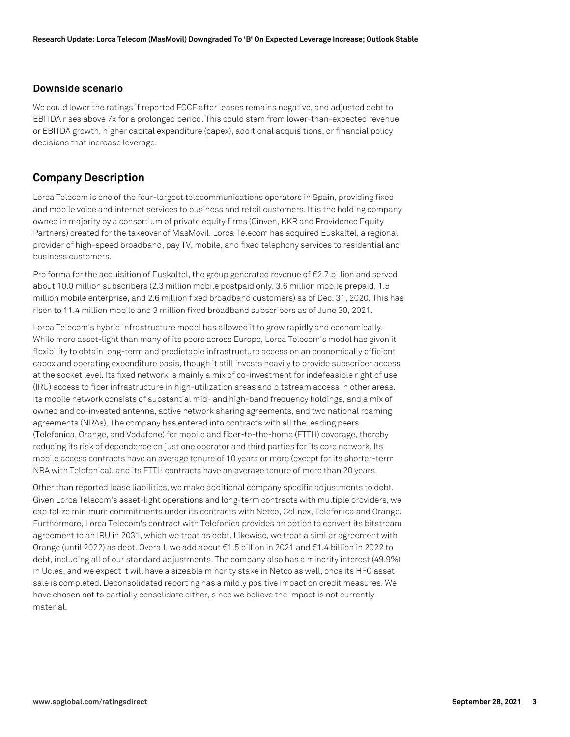### Downside scenario

We could lower the ratings if reported FOCF after leases remains negative, and adjusted debt to EBITDA rises above 7x for a prolonged period. This could stem from lower-than-expected revenue or EBITDA growth, higher capital expenditure (capex), additional acquisitions, or financial policy decisions that increase leverage.

## Company Description

Lorca Telecom is one of the four-largest telecommunications operators in Spain, providing fixed and mobile voice and internet services to business and retail customers. It is the holding company owned in majority by a consortium of private equity firms (Cinven, KKR and Providence Equity Partners) created for the takeover of MasMovil. Lorca Telecom has acquired Euskaltel, a regional provider of high-speed broadband, pay TV, mobile, and fixed telephony services to residential and business customers.

Pro forma for the acquisition of Euskaltel, the group generated revenue of €2.7 billion and served about 10.0 million subscribers (2.3 million mobile postpaid only, 3.6 million mobile prepaid, 1.5 million mobile enterprise, and 2.6 million fixed broadband customers) as of Dec. 31, 2020. This has risen to 11.4 million mobile and 3 million fixed broadband subscribers as of June 30, 2021.

Lorca Telecom's hybrid infrastructure model has allowed it to grow rapidly and economically. While more asset-light than many of its peers across Europe, Lorca Telecom's model has given it flexibility to obtain long-term and predictable infrastructure access on an economically efficient capex and operating expenditure basis, though it still invests heavily to provide subscriber access at the socket level. Its fixed network is mainly a mix of co-investment for indefeasible right of use (IRU) access to fiber infrastructure in high-utilization areas and bitstream access in other areas. Its mobile network consists of substantial mid- and high-band frequency holdings, and a mix of owned and co-invested antenna, active network sharing agreements, and two national roaming agreements (NRAs). The company has entered into contracts with all the leading peers (Telefonica, Orange, and Vodafone) for mobile and fiber-to-the-home (FTTH) coverage, thereby reducing its risk of dependence on just one operator and third parties for its core network. Its mobile access contracts have an average tenure of 10 years or more (except for its shorter-term NRA with Telefonica), and its FTTH contracts have an average tenure of more than 20 years.

Other than reported lease liabilities, we make additional company specific adjustments to debt. Given Lorca Telecom's asset-light operations and long-term contracts with multiple providers, we capitalize minimum commitments under its contracts with Netco, Cellnex, Telefonica and Orange. Furthermore, Lorca Telecom's contract with Telefonica provides an option to convert its bitstream agreement to an IRU in 2031, which we treat as debt. Likewise, we treat a similar agreement with Orange (until 2022) as debt. Overall, we add about €1.5 billion in 2021 and €1.4 billion in 2022 to debt, including all of our standard adjustments. The company also has a minority interest (49.9%) in Ucles, and we expect it will have a sizeable minority stake in Netco as well, once its HFC asset sale is completed. Deconsolidated reporting has a mildly positive impact on credit measures. We have chosen not to partially consolidate either, since we believe the impact is not currently material.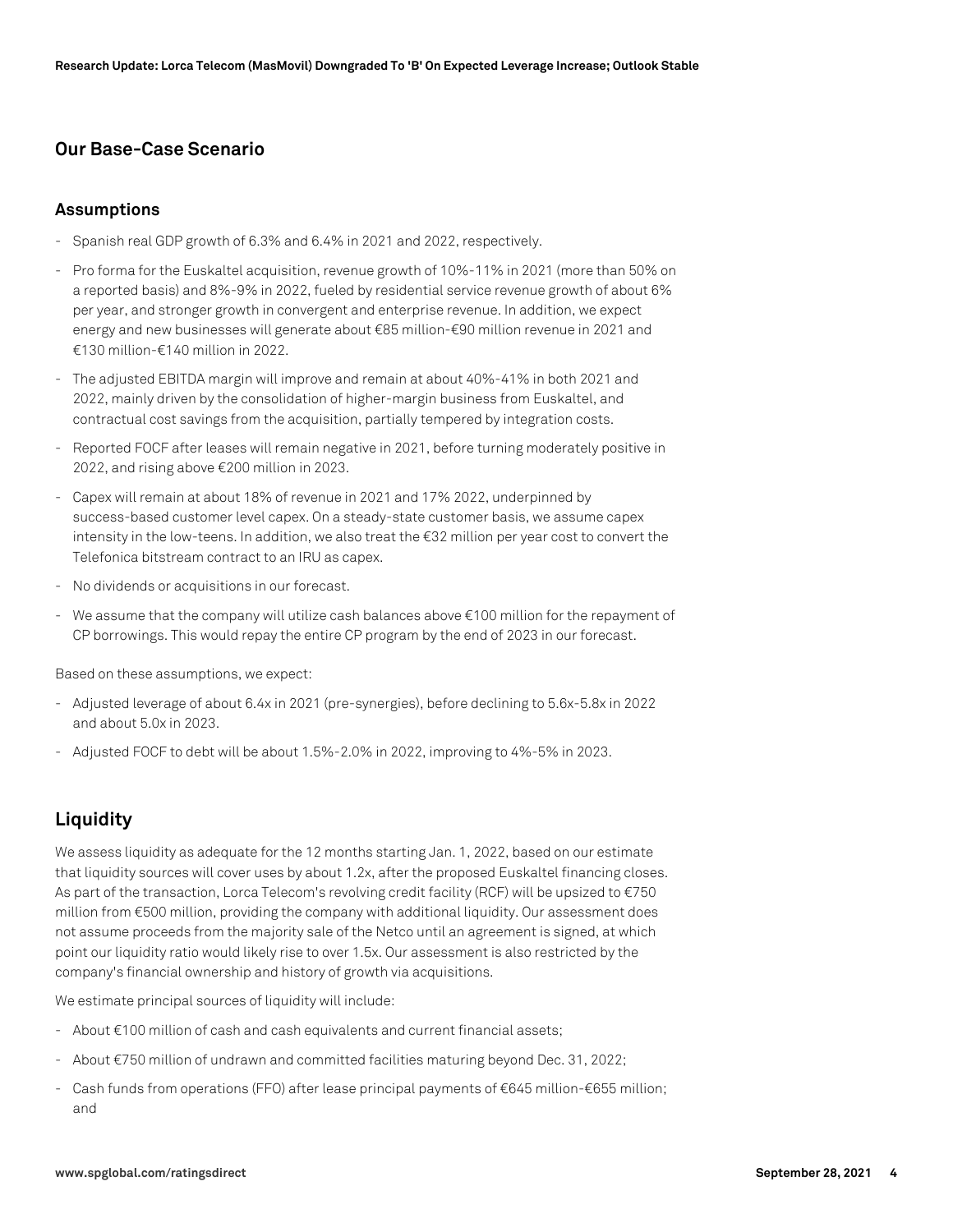## Our Base-Case Scenario

### Assumptions

- Spanish real GDP growth of 6.3% and 6.4% in 2021 and 2022, respectively.
- Pro forma for the Euskaltel acquisition, revenue growth of 10%-11% in 2021 (more than 50% on a reported basis) and 8%-9% in 2022, fueled by residential service revenue growth of about 6% per year, and stronger growth in convergent and enterprise revenue. In addition, we expect energy and new businesses will generate about €85 million-€90 million revenue in 2021 and €130 million-€140 million in 2022.
- The adjusted EBITDA margin will improve and remain at about 40%-41% in both 2021 and 2022, mainly driven by the consolidation of higher-margin business from Euskaltel, and contractual cost savings from the acquisition, partially tempered by integration costs.
- Reported FOCF after leases will remain negative in 2021, before turning moderately positive in 2022, and rising above €200 million in 2023.
- Capex will remain at about 18% of revenue in 2021 and 17% 2022, underpinned by success-based customer level capex. On a steady-state customer basis, we assume capex intensity in the low-teens. In addition, we also treat the €32 million per year cost to convert the Telefonica bitstream contract to an IRU as capex.
- No dividends or acquisitions in our forecast.
- We assume that the company will utilize cash balances above €100 million for the repayment of CP borrowings. This would repay the entire CP program by the end of 2023 in our forecast.

Based on these assumptions, we expect:

- Adjusted leverage of about 6.4x in 2021 (pre-synergies), before declining to 5.6x-5.8x in 2022 and about 5.0x in 2023.
- Adjusted FOCF to debt will be about 1.5%-2.0% in 2022, improving to 4%-5% in 2023.

## Liquidity

We assess liquidity as adequate for the 12 months starting Jan. 1, 2022, based on our estimate that liquidity sources will cover uses by about 1.2x, after the proposed Euskaltel financing closes. As part of the transaction, Lorca Telecom's revolving credit facility (RCF) will be upsized to €750 million from €500 million, providing the company with additional liquidity. Our assessment does not assume proceeds from the majority sale of the Netco until an agreement is signed, at which point our liquidity ratio would likely rise to over 1.5x. Our assessment is also restricted by the company's financial ownership and history of growth via acquisitions.

We estimate principal sources of liquidity will include:

- About €100 million of cash and cash equivalents and current financial assets;
- About €750 million of undrawn and committed facilities maturing beyond Dec. 31, 2022;
- Cash funds from operations (FFO) after lease principal payments of €645 million-€655 million; and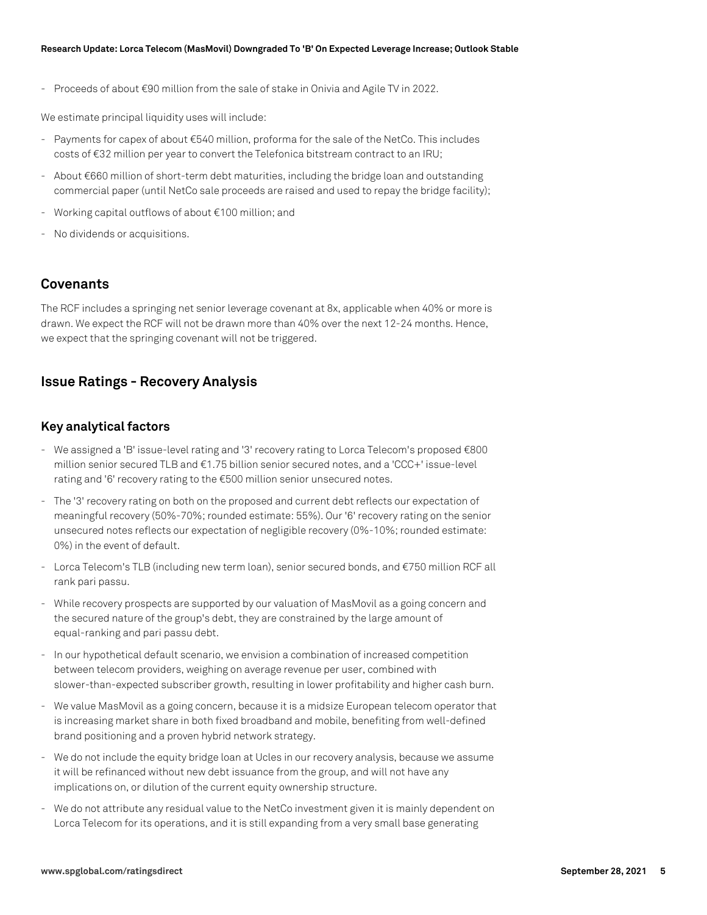- Proceeds of about €90 million from the sale of stake in Onivia and Agile TV in 2022.

We estimate principal liquidity uses will include:

- Payments for capex of about €540 million, proforma for the sale of the NetCo. This includes costs of €32 million per year to convert the Telefonica bitstream contract to an IRU;
- About €660 million of short-term debt maturities, including the bridge loan and outstanding commercial paper (until NetCo sale proceeds are raised and used to repay the bridge facility);
- Working capital outflows of about €100 million; and
- No dividends or acquisitions.

## Covenants

The RCF includes a springing net senior leverage covenant at 8x, applicable when 40% or more is drawn. We expect the RCF will not be drawn more than 40% over the next 12-24 months. Hence, we expect that the springing covenant will not be triggered.

## Issue Ratings - Recovery Analysis

### Key analytical factors

- We assigned a 'B' issue-level rating and '3' recovery rating to Lorca Telecom's proposed €800 million senior secured TLB and €1.75 billion senior secured notes, and a 'CCC+' issue-level rating and '6' recovery rating to the €500 million senior unsecured notes.
- The '3' recovery rating on both on the proposed and current debt reflects our expectation of meaningful recovery (50%-70%; rounded estimate: 55%). Our '6' recovery rating on the senior unsecured notes reflects our expectation of negligible recovery (0%-10%; rounded estimate: 0%) in the event of default.
- Lorca Telecom's TLB (including new term loan), senior secured bonds, and €750 million RCF all rank pari passu.
- While recovery prospects are supported by our valuation of MasMovil as a going concern and the secured nature of the group's debt, they are constrained by the large amount of equal-ranking and pari passu debt.
- In our hypothetical default scenario, we envision a combination of increased competition between telecom providers, weighing on average revenue per user, combined with slower-than-expected subscriber growth, resulting in lower profitability and higher cash burn.
- We value MasMovil as a going concern, because it is a midsize European telecom operator that is increasing market share in both fixed broadband and mobile, benefiting from well-defined brand positioning and a proven hybrid network strategy.
- We do not include the equity bridge loan at Ucles in our recovery analysis, because we assume it will be refinanced without new debt issuance from the group, and will not have any implications on, or dilution of the current equity ownership structure.
- We do not attribute any residual value to the NetCo investment given it is mainly dependent on Lorca Telecom for its operations, and it is still expanding from a very small base generating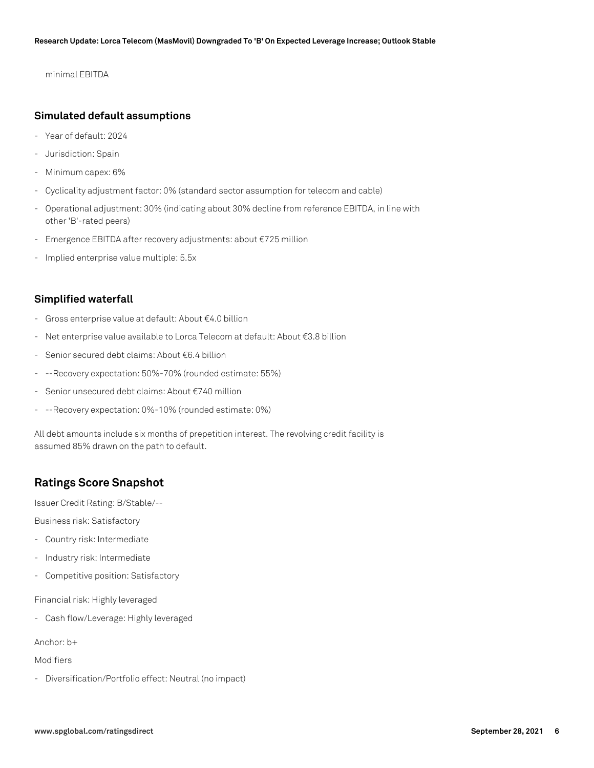minimal EBITDA

### Simulated default assumptions

- Year of default: 2024
- Jurisdiction: Spain
- Minimum capex: 6%
- Cyclicality adjustment factor: 0% (standard sector assumption for telecom and cable)
- Operational adjustment: 30% (indicating about 30% decline from reference EBITDA, in line with other 'B'-rated peers)
- Emergence EBITDA after recovery adjustments: about €725 million
- Implied enterprise value multiple: 5.5x

### Simplified waterfall

- Gross enterprise value at default: About €4.0 billion
- Net enterprise value available to Lorca Telecom at default: About €3.8 billion
- Senior secured debt claims: About €6.4 billion
- --Recovery expectation: 50%-70% (rounded estimate: 55%)
- Senior unsecured debt claims: About €740 million
- --Recovery expectation: 0%-10% (rounded estimate: 0%)

All debt amounts include six months of prepetition interest. The revolving credit facility is assumed 85% drawn on the path to default.

## Ratings Score Snapshot

Issuer Credit Rating: B/Stable/--

Business risk: Satisfactory

- Country risk: Intermediate
- Industry risk: Intermediate
- Competitive position: Satisfactory

Financial risk: Highly leveraged

- Cash flow/Leverage: Highly leveraged

Anchor: b+

Modifiers

- Diversification/Portfolio effect: Neutral (no impact)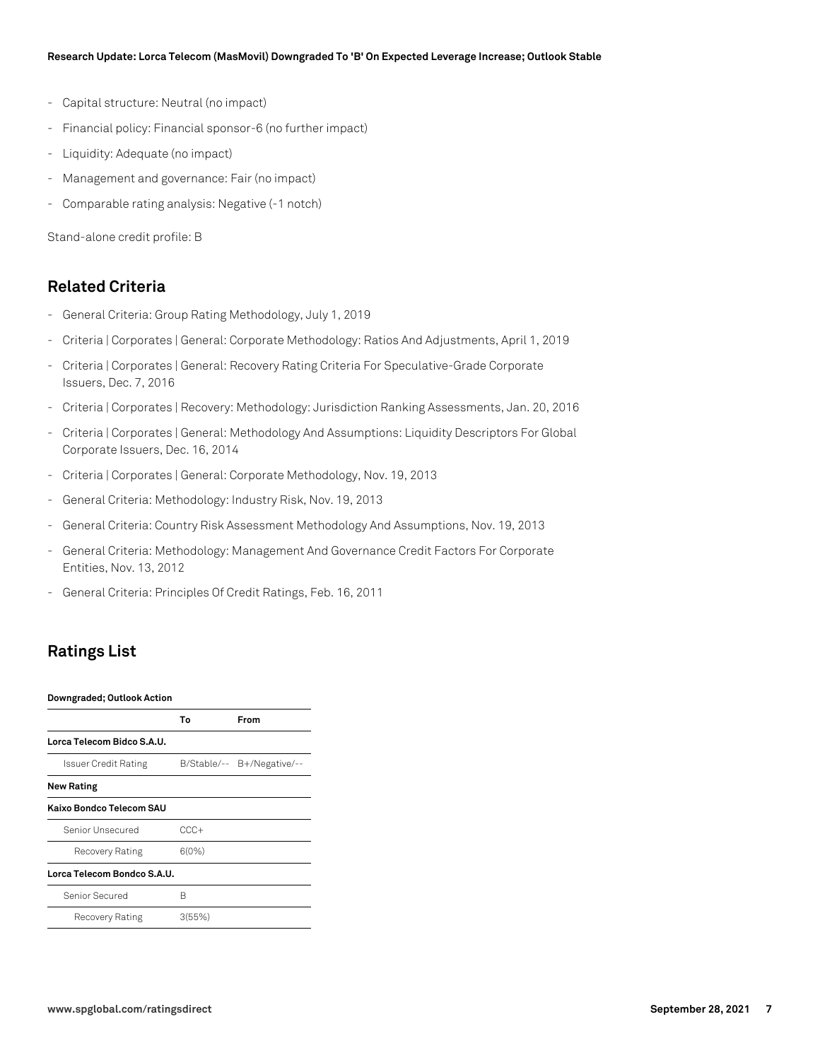- Capital structure: Neutral (no impact)
- Financial policy: Financial sponsor-6 (no further impact)
- Liquidity: Adequate (no impact)
- Management and governance: Fair (no impact)
- Comparable rating analysis: Negative (-1 notch)

Stand-alone credit profile: B

## Related Criteria

- General Criteria: Group Rating Methodology, July 1, 2019
- Criteria | Corporates | General: Corporate Methodology: Ratios And Adjustments, April 1, 2019
- Criteria | Corporates | General: Recovery Rating Criteria For Speculative-Grade Corporate Issuers, Dec. 7, 2016
- Criteria | Corporates | Recovery: Methodology: Jurisdiction Ranking Assessments, Jan. 20, 2016
- Criteria | Corporates | General: Methodology And Assumptions: Liquidity Descriptors For Global Corporate Issuers, Dec. 16, 2014
- Criteria | Corporates | General: Corporate Methodology, Nov. 19, 2013
- General Criteria: Methodology: Industry Risk, Nov. 19, 2013
- General Criteria: Country Risk Assessment Methodology And Assumptions, Nov. 19, 2013
- General Criteria: Methodology: Management And Governance Credit Factors For Corporate Entities, Nov. 13, 2012
- General Criteria: Principles Of Credit Ratings, Feb. 16, 2011

## Ratings List

**Downgraded; Outlook Action**

| | To | From |
|---|---|---|
| **Lorca Telecom Bidco S.A.U.** | | |
| Issuer Credit Rating | B/Stable/-- | B+/Negative/-- |
| **New Rating** | | |
| **Kaixo Bondco Telecom SAU** | | |
| Senior Unsecured | CCC+ | |
| Recovery Rating | 6(0%) | |
| **Lorca Telecom Bondco S.A.U.** | | |
| Senior Secured | B | |
| Recovery Rating | 3(55%) | |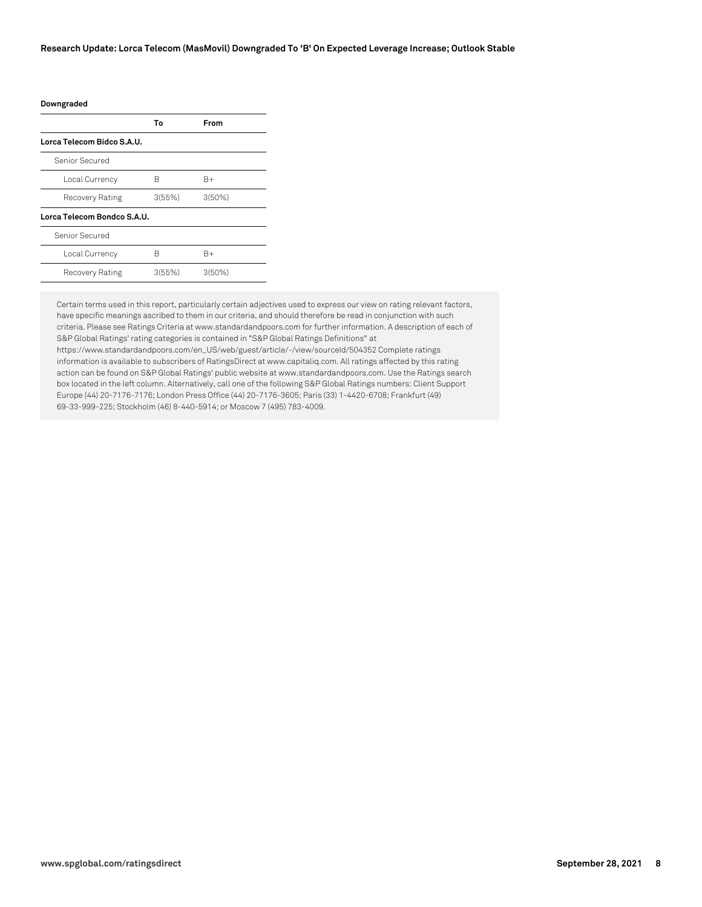**Downgraded**

| | To | From |
|---|---|---|
| **Lorca Telecom Bidco S.A.U.** | | |
| Senior Secured | | |
| Local Currency | B | B+ |
| Recovery Rating | 3(55%) | 3(50%) |
| **Lorca Telecom Bondco S.A.U.** | | |
| Senior Secured | | |
| Local Currency | B | B+ |
| Recovery Rating | 3(55%) | 3(50%) |

Certain terms used in this report, particularly certain adjectives used to express our view on rating relevant factors, have specific meanings ascribed to them in our criteria, and should therefore be read in conjunction with such criteria. Please see Ratings Criteria at www.standardandpoors.com for further information. A description of each of S&P Global Ratings' rating categories is contained in "S&P Global Ratings Definitions" at https://www.standardandpoors.com/en_US/web/guest/article/-/view/sourceId/504352 Complete ratings information is available to subscribers of RatingsDirect at www.capitaliq.com. All ratings affected by this rating action can be found on S&P Global Ratings' public website at www.standardandpoors.com. Use the Ratings search box located in the left column. Alternatively, call one of the following S&P Global Ratings numbers: Client Support Europe (44) 20-7176-7176; London Press Office (44) 20-7176-3605; Paris (33) 1-4420-6708; Frankfurt (49) 69-33-999-225; Stockholm (46) 8-440-5914; or Moscow 7 (495) 783-4009.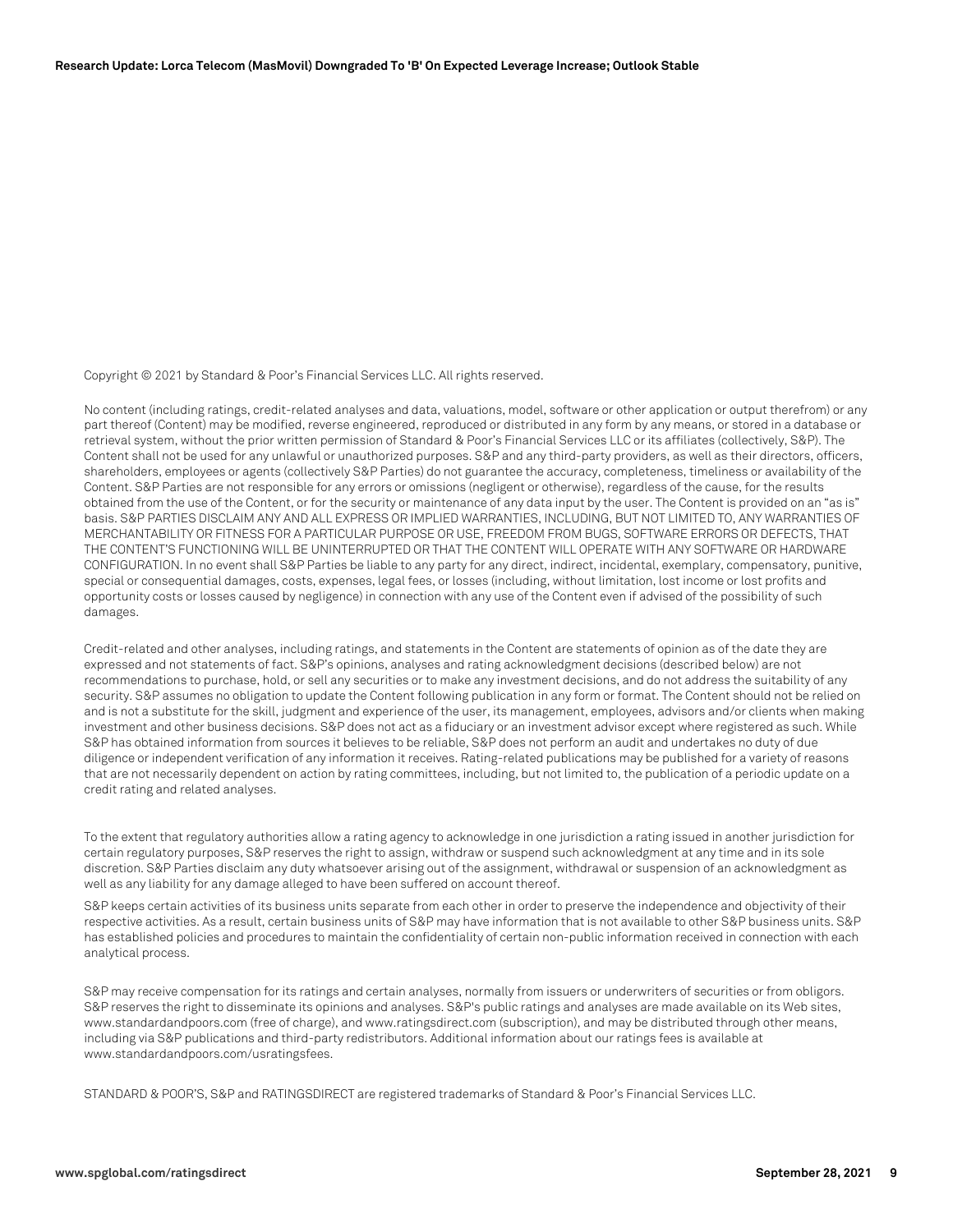Copyright © 2021 by Standard & Poor's Financial Services LLC. All rights reserved.

No content (including ratings, credit-related analyses and data, valuations, model, software or other application or output therefrom) or any part thereof (Content) may be modified, reverse engineered, reproduced or distributed in any form by any means, or stored in a database or retrieval system, without the prior written permission of Standard & Poor's Financial Services LLC or its affiliates (collectively, S&P). The Content shall not be used for any unlawful or unauthorized purposes. S&P and any third-party providers, as well as their directors, officers, shareholders, employees or agents (collectively S&P Parties) do not guarantee the accuracy, completeness, timeliness or availability of the Content. S&P Parties are not responsible for any errors or omissions (negligent or otherwise), regardless of the cause, for the results obtained from the use of the Content, or for the security or maintenance of any data input by the user. The Content is provided on an "as is" basis. S&P PARTIES DISCLAIM ANY AND ALL EXPRESS OR IMPLIED WARRANTIES, INCLUDING, BUT NOT LIMITED TO, ANY WARRANTIES OF MERCHANTABILITY OR FITNESS FOR A PARTICULAR PURPOSE OR USE, FREEDOM FROM BUGS, SOFTWARE ERRORS OR DEFECTS, THAT THE CONTENT'S FUNCTIONING WILL BE UNINTERRUPTED OR THAT THE CONTENT WILL OPERATE WITH ANY SOFTWARE OR HARDWARE CONFIGURATION. In no event shall S&P Parties be liable to any party for any direct, indirect, incidental, exemplary, compensatory, punitive, special or consequential damages, costs, expenses, legal fees, or losses (including, without limitation, lost income or lost profits and opportunity costs or losses caused by negligence) in connection with any use of the Content even if advised of the possibility of such damages.

Credit-related and other analyses, including ratings, and statements in the Content are statements of opinion as of the date they are expressed and not statements of fact. S&P's opinions, analyses and rating acknowledgment decisions (described below) are not recommendations to purchase, hold, or sell any securities or to make any investment decisions, and do not address the suitability of any security. S&P assumes no obligation to update the Content following publication in any form or format. The Content should not be relied on and is not a substitute for the skill, judgment and experience of the user, its management, employees, advisors and/or clients when making investment and other business decisions. S&P does not act as a fiduciary or an investment advisor except where registered as such. While S&P has obtained information from sources it believes to be reliable, S&P does not perform an audit and undertakes no duty of due diligence or independent verification of any information it receives. Rating-related publications may be published for a variety of reasons that are not necessarily dependent on action by rating committees, including, but not limited to, the publication of a periodic update on a credit rating and related analyses.

To the extent that regulatory authorities allow a rating agency to acknowledge in one jurisdiction a rating issued in another jurisdiction for certain regulatory purposes, S&P reserves the right to assign, withdraw or suspend such acknowledgment at any time and in its sole discretion. S&P Parties disclaim any duty whatsoever arising out of the assignment, withdrawal or suspension of an acknowledgment as well as any liability for any damage alleged to have been suffered on account thereof.

S&P keeps certain activities of its business units separate from each other in order to preserve the independence and objectivity of their respective activities. As a result, certain business units of S&P may have information that is not available to other S&P business units. S&P has established policies and procedures to maintain the confidentiality of certain non-public information received in connection with each analytical process.

S&P may receive compensation for its ratings and certain analyses, normally from issuers or underwriters of securities or from obligors. S&P reserves the right to disseminate its opinions and analyses. S&P's public ratings and analyses are made available on its Web sites, www.standardandpoors.com (free of charge), and www.ratingsdirect.com (subscription), and may be distributed through other means, including via S&P publications and third-party redistributors. Additional information about our ratings fees is available at www.standardandpoors.com/usratingsfees.

STANDARD & POOR'S, S&P and RATINGSDIRECT are registered trademarks of Standard & Poor's Financial Services LLC.